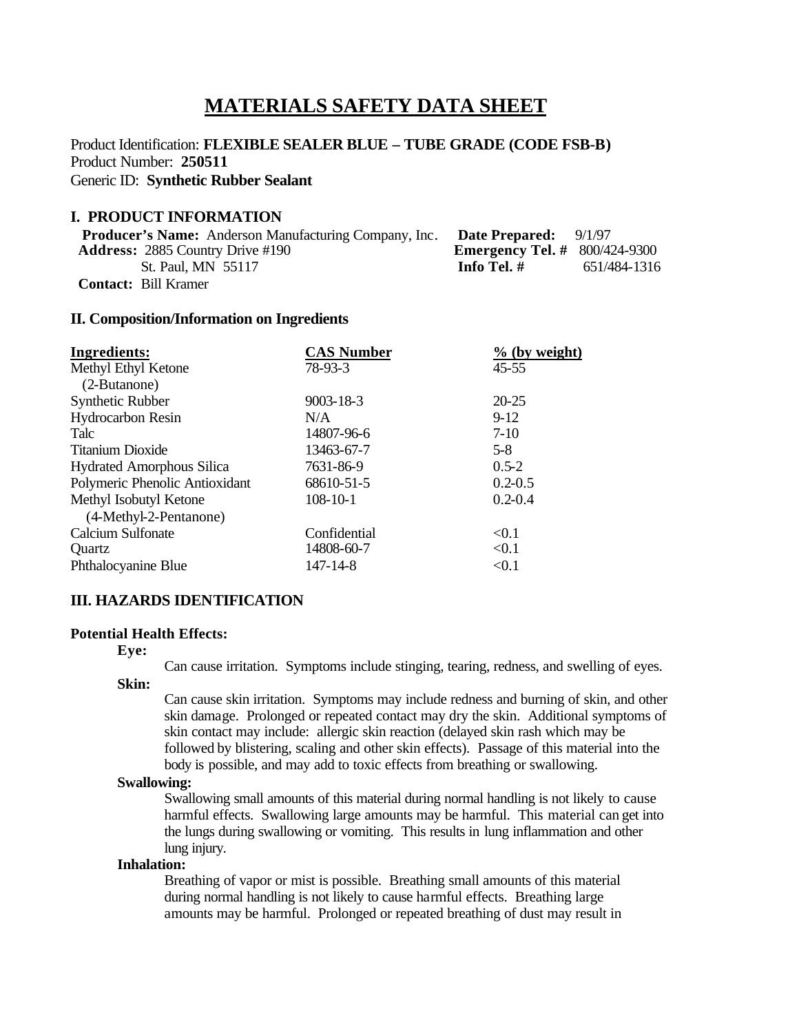# MATERIALS SAFETY DATA SHEET

Product Identification: **FLEXIBLE SEALER BLUE – TUBE GRADE (CODE FSB-B)**
Product Number: **250511**
Generic ID: **Synthetic Rubber Sealant**

## I. PRODUCT INFORMATION

**Producer's Name:** Anderson Manufacturing Company, Inc.
**Address:** 2885 Country Drive #190
St. Paul, MN 55117
**Contact:** Bill Kramer

**Date Prepared:** 9/1/97
**Emergency Tel. #** 800/424-9300
**Info Tel. #** 651/484-1316

## II. Composition/Information on Ingredients

| Ingredients: | CAS Number | % (by weight) |
|---|---|---|
| Methyl Ethyl Ketone (2-Butanone) | 78-93-3 | 45-55 |
| Synthetic Rubber | 9003-18-3 | 20-25 |
| Hydrocarbon Resin | N/A | 9-12 |
| Talc | 14807-96-6 | 7-10 |
| Titanium Dioxide | 13463-67-7 | 5-8 |
| Hydrated Amorphous Silica | 7631-86-9 | 0.5-2 |
| Polymeric Phenolic Antioxidant | 68610-51-5 | 0.2-0.5 |
| Methyl Isobutyl Ketone (4-Methyl-2-Pentanone) | 108-10-1 | 0.2-0.4 |
| Calcium Sulfonate | Confidential | <0.1 |
| Quartz | 14808-60-7 | <0.1 |
| Phthalocyanine Blue | 147-14-8 | <0.1 |

## III. HAZARDS IDENTIFICATION

### Potential Health Effects:

**Eye:**

Can cause irritation. Symptoms include stinging, tearing, redness, and swelling of eyes.

**Skin:**

Can cause skin irritation. Symptoms may include redness and burning of skin, and other skin damage. Prolonged or repeated contact may dry the skin. Additional symptoms of skin contact may include: allergic skin reaction (delayed skin rash which may be followed by blistering, scaling and other skin effects). Passage of this material into the body is possible, and may add to toxic effects from breathing or swallowing.

**Swallowing:**

Swallowing small amounts of this material during normal handling is not likely to cause harmful effects. Swallowing large amounts may be harmful. This material can get into the lungs during swallowing or vomiting. This results in lung inflammation and other lung injury.

**Inhalation:**

Breathing of vapor or mist is possible. Breathing small amounts of this material during normal handling is not likely to cause harmful effects. Breathing large amounts may be harmful. Prolonged or repeated breathing of dust may result in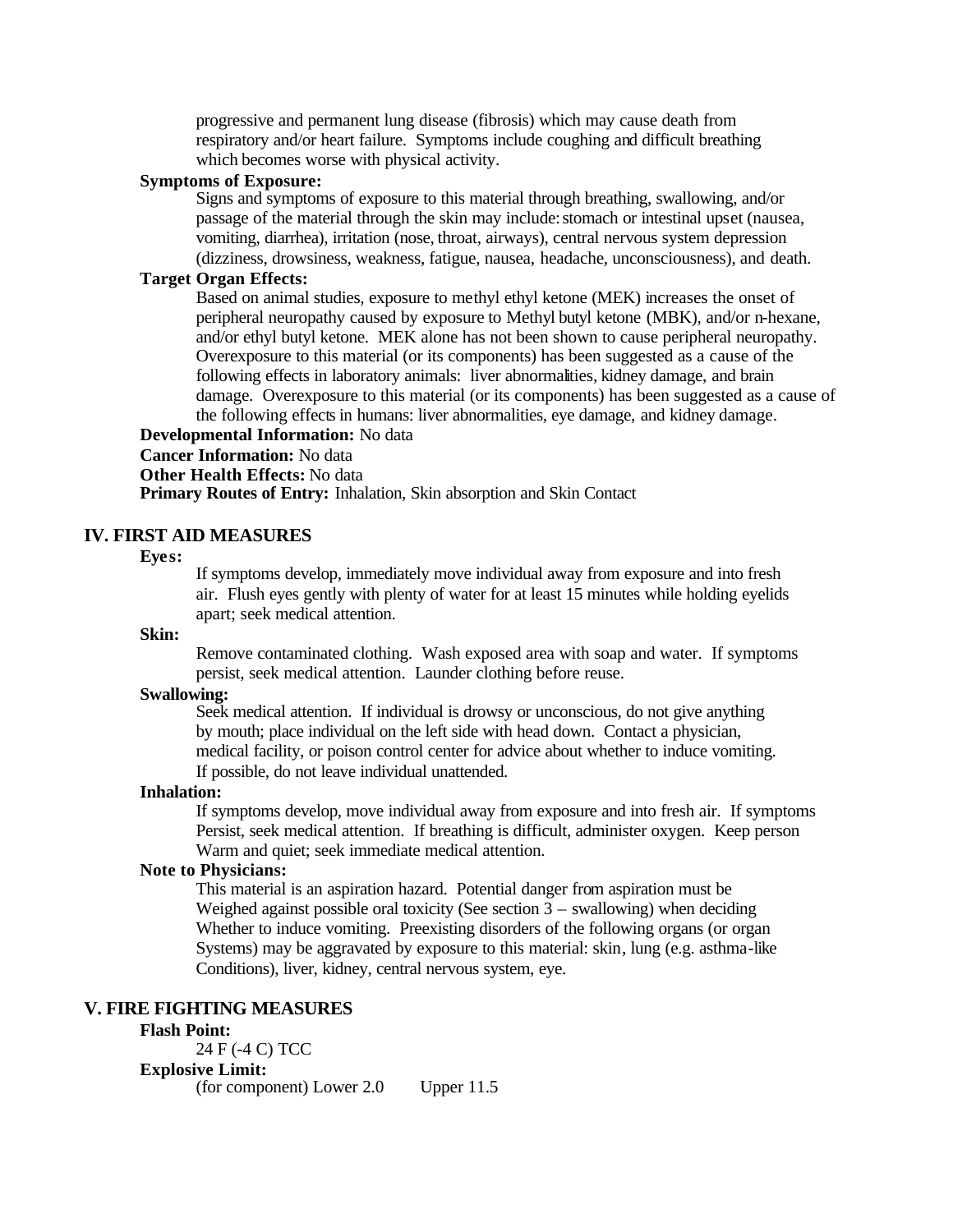progressive and permanent lung disease (fibrosis) which may cause death from respiratory and/or heart failure. Symptoms include coughing and difficult breathing which becomes worse with physical activity.

**Symptoms of Exposure:**

Signs and symptoms of exposure to this material through breathing, swallowing, and/or passage of the material through the skin may include: stomach or intestinal upset (nausea, vomiting, diarrhea), irritation (nose, throat, airways), central nervous system depression (dizziness, drowsiness, weakness, fatigue, nausea, headache, unconsciousness), and death.

**Target Organ Effects:**

Based on animal studies, exposure to methyl ethyl ketone (MEK) increases the onset of peripheral neuropathy caused by exposure to Methyl butyl ketone (MBK), and/or n-hexane, and/or ethyl butyl ketone. MEK alone has not been shown to cause peripheral neuropathy. Overexposure to this material (or its components) has been suggested as a cause of the following effects in laboratory animals: liver abnormalities, kidney damage, and brain damage. Overexposure to this material (or its components) has been suggested as a cause of the following effects in humans: liver abnormalities, eye damage, and kidney damage.

**Developmental Information:** No data

**Cancer Information:** No data

**Other Health Effects:** No data

**Primary Routes of Entry:** Inhalation, Skin absorption and Skin Contact

## IV. FIRST AID MEASURES

**Eyes:**

If symptoms develop, immediately move individual away from exposure and into fresh air. Flush eyes gently with plenty of water for at least 15 minutes while holding eyelids apart; seek medical attention.

**Skin:**

Remove contaminated clothing. Wash exposed area with soap and water. If symptoms persist, seek medical attention. Launder clothing before reuse.

**Swallowing:**

Seek medical attention. If individual is drowsy or unconscious, do not give anything by mouth; place individual on the left side with head down. Contact a physician, medical facility, or poison control center for advice about whether to induce vomiting. If possible, do not leave individual unattended.

**Inhalation:**

If symptoms develop, move individual away from exposure and into fresh air. If symptoms Persist, seek medical attention. If breathing is difficult, administer oxygen. Keep person Warm and quiet; seek immediate medical attention.

**Note to Physicians:**

This material is an aspiration hazard. Potential danger from aspiration must be Weighed against possible oral toxicity (See section 3 – swallowing) when deciding Whether to induce vomiting. Preexisting disorders of the following organs (or organ Systems) may be aggravated by exposure to this material: skin, lung (e.g. asthma-like Conditions), liver, kidney, central nervous system, eye.

## V. FIRE FIGHTING MEASURES

**Flash Point:**

24 F (-4 C) TCC

**Explosive Limit:**

(for component) Lower 2.0 Upper 11.5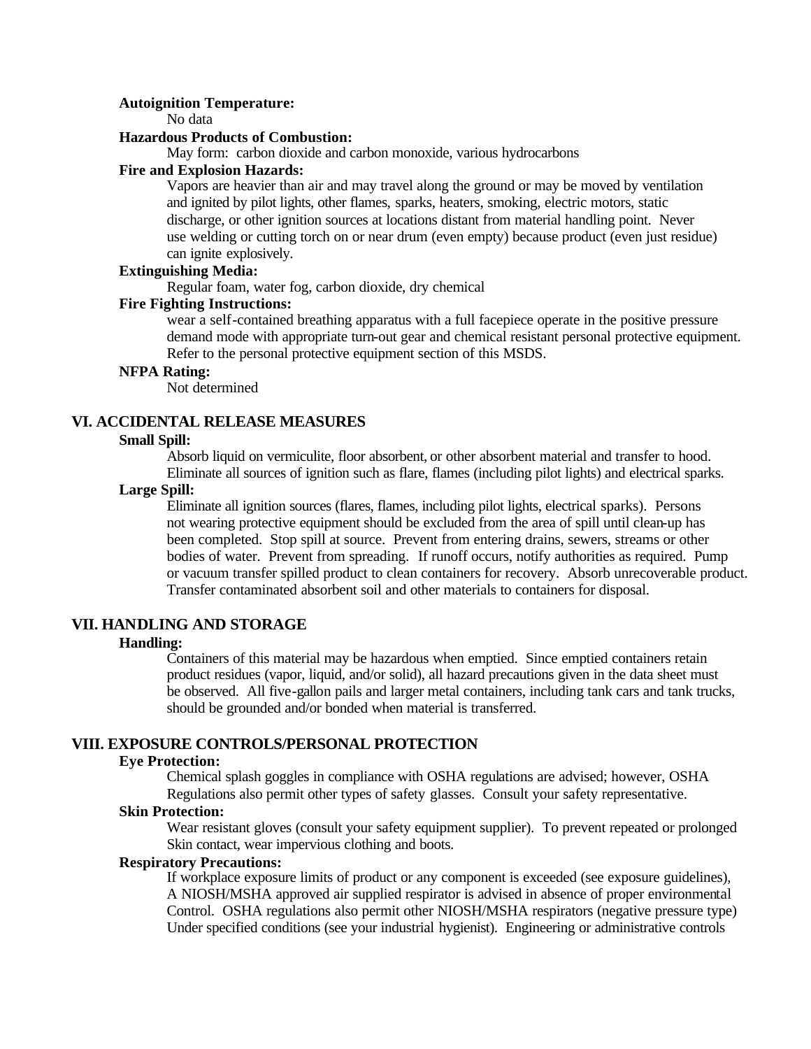**Autoignition Temperature:**

No data

**Hazardous Products of Combustion:**

May form: carbon dioxide and carbon monoxide, various hydrocarbons

**Fire and Explosion Hazards:**

Vapors are heavier than air and may travel along the ground or may be moved by ventilation and ignited by pilot lights, other flames, sparks, heaters, smoking, electric motors, static discharge, or other ignition sources at locations distant from material handling point. Never use welding or cutting torch on or near drum (even empty) because product (even just residue) can ignite explosively.

**Extinguishing Media:**

Regular foam, water fog, carbon dioxide, dry chemical

**Fire Fighting Instructions:**

wear a self-contained breathing apparatus with a full facepiece operate in the positive pressure demand mode with appropriate turn-out gear and chemical resistant personal protective equipment. Refer to the personal protective equipment section of this MSDS.

**NFPA Rating:**

Not determined

## VI. ACCIDENTAL RELEASE MEASURES

**Small Spill:**

Absorb liquid on vermiculite, floor absorbent, or other absorbent material and transfer to hood. Eliminate all sources of ignition such as flare, flames (including pilot lights) and electrical sparks.

**Large Spill:**

Eliminate all ignition sources (flares, flames, including pilot lights, electrical sparks). Persons not wearing protective equipment should be excluded from the area of spill until clean-up has been completed. Stop spill at source. Prevent from entering drains, sewers, streams or other bodies of water. Prevent from spreading. If runoff occurs, notify authorities as required. Pump or vacuum transfer spilled product to clean containers for recovery. Absorb unrecoverable product. Transfer contaminated absorbent soil and other materials to containers for disposal.

## VII. HANDLING AND STORAGE

**Handling:**

Containers of this material may be hazardous when emptied. Since emptied containers retain product residues (vapor, liquid, and/or solid), all hazard precautions given in the data sheet must be observed. All five-gallon pails and larger metal containers, including tank cars and tank trucks, should be grounded and/or bonded when material is transferred.

## VIII. EXPOSURE CONTROLS/PERSONAL PROTECTION

**Eye Protection:**

Chemical splash goggles in compliance with OSHA regulations are advised; however, OSHA Regulations also permit other types of safety glasses. Consult your safety representative.

**Skin Protection:**

Wear resistant gloves (consult your safety equipment supplier). To prevent repeated or prolonged Skin contact, wear impervious clothing and boots.

**Respiratory Precautions:**

If workplace exposure limits of product or any component is exceeded (see exposure guidelines), A NIOSH/MSHA approved air supplied respirator is advised in absence of proper environmental Control. OSHA regulations also permit other NIOSH/MSHA respirators (negative pressure type) Under specified conditions (see your industrial hygienist). Engineering or administrative controls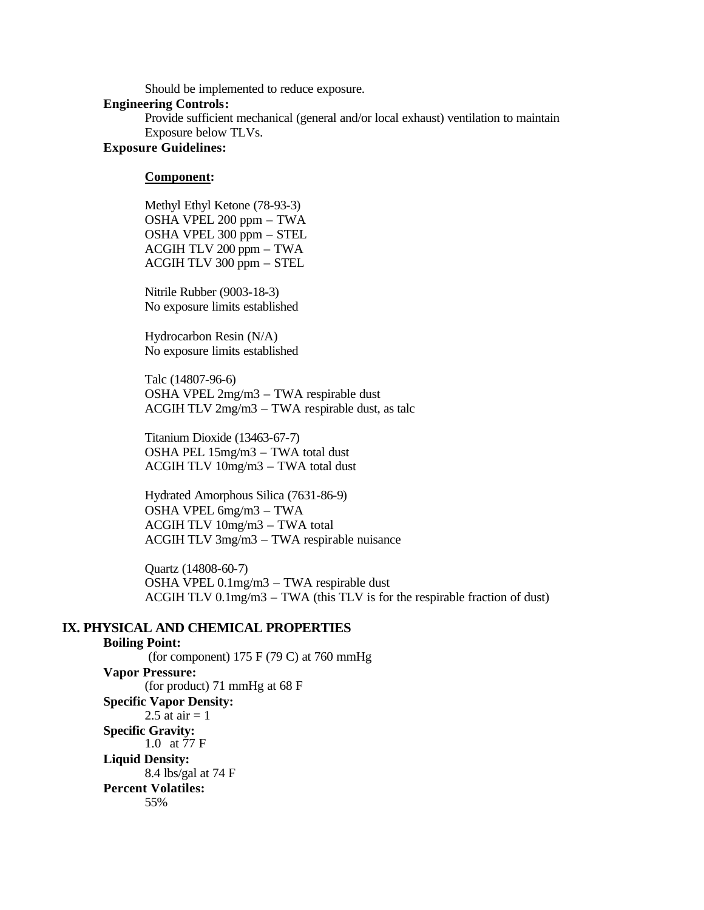Should be implemented to reduce exposure.

**Engineering Controls:**

Provide sufficient mechanical (general and/or local exhaust) ventilation to maintain Exposure below TLVs.

**Exposure Guidelines:**

**Component:**

Methyl Ethyl Ketone (78-93-3)
OSHA VPEL 200 ppm – TWA
OSHA VPEL 300 ppm – STEL
ACGIH TLV 200 ppm – TWA
ACGIH TLV 300 ppm – STEL

Nitrile Rubber (9003-18-3)
No exposure limits established

Hydrocarbon Resin (N/A)
No exposure limits established

Talc (14807-96-6)
OSHA VPEL 2mg/m3 – TWA respirable dust
ACGIH TLV 2mg/m3 – TWA respirable dust, as talc

Titanium Dioxide (13463-67-7)
OSHA PEL 15mg/m3 – TWA total dust
ACGIH TLV 10mg/m3 – TWA total dust

Hydrated Amorphous Silica (7631-86-9)
OSHA VPEL 6mg/m3 – TWA
ACGIH TLV 10mg/m3 – TWA total
ACGIH TLV 3mg/m3 – TWA respirable nuisance

Quartz (14808-60-7)
OSHA VPEL 0.1mg/m3 – TWA respirable dust
ACGIH TLV 0.1mg/m3 – TWA (this TLV is for the respirable fraction of dust)

## IX. PHYSICAL AND CHEMICAL PROPERTIES

**Boiling Point:**

(for component) 175 F (79 C) at 760 mmHg

**Vapor Pressure:**

(for product) 71 mmHg at 68 F

**Specific Vapor Density:**

2.5 at air = 1

**Specific Gravity:**

1.0 at 77 F

**Liquid Density:**

8.4 lbs/gal at 74 F

**Percent Volatiles:**

55%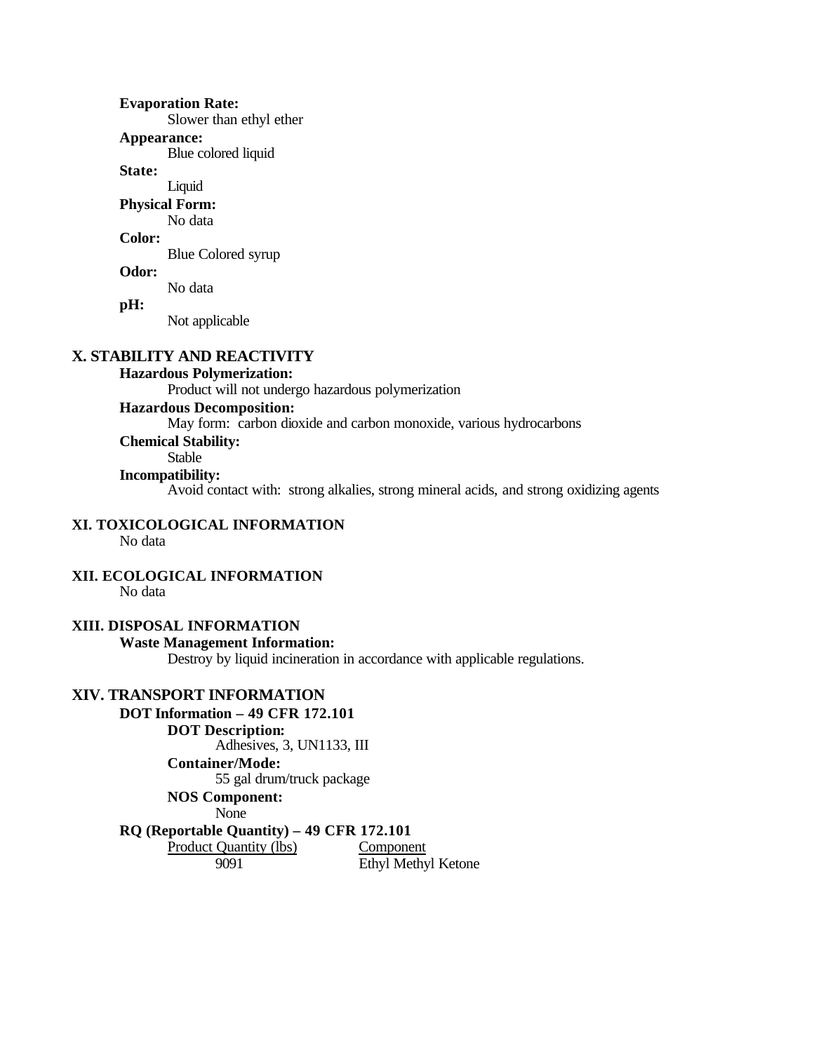**Evaporation Rate:**
Slower than ethyl ether

**Appearance:**
Blue colored liquid

**State:**
Liquid

**Physical Form:**
No data

**Color:**
Blue Colored syrup

**Odor:**
No data

**pH:**
Not applicable

## X. STABILITY AND REACTIVITY

**Hazardous Polymerization:**
Product will not undergo hazardous polymerization

**Hazardous Decomposition:**
May form: carbon dioxide and carbon monoxide, various hydrocarbons

**Chemical Stability:**
Stable

**Incompatibility:**
Avoid contact with: strong alkalies, strong mineral acids, and strong oxidizing agents

## XI. TOXICOLOGICAL INFORMATION

No data

## XII. ECOLOGICAL INFORMATION

No data

## XIII. DISPOSAL INFORMATION

**Waste Management Information:**
Destroy by liquid incineration in accordance with applicable regulations.

## XIV. TRANSPORT INFORMATION

**DOT Information – 49 CFR 172.101**

**DOT Description:**
Adhesives, 3, UN1133, III

**Container/Mode:**
55 gal drum/truck package

**NOS Component:**
None

**RQ (Reportable Quantity) – 49 CFR 172.101**

| Product Quantity (lbs) | Component |
| --- | --- |
| 9091 | Ethyl Methyl Ketone |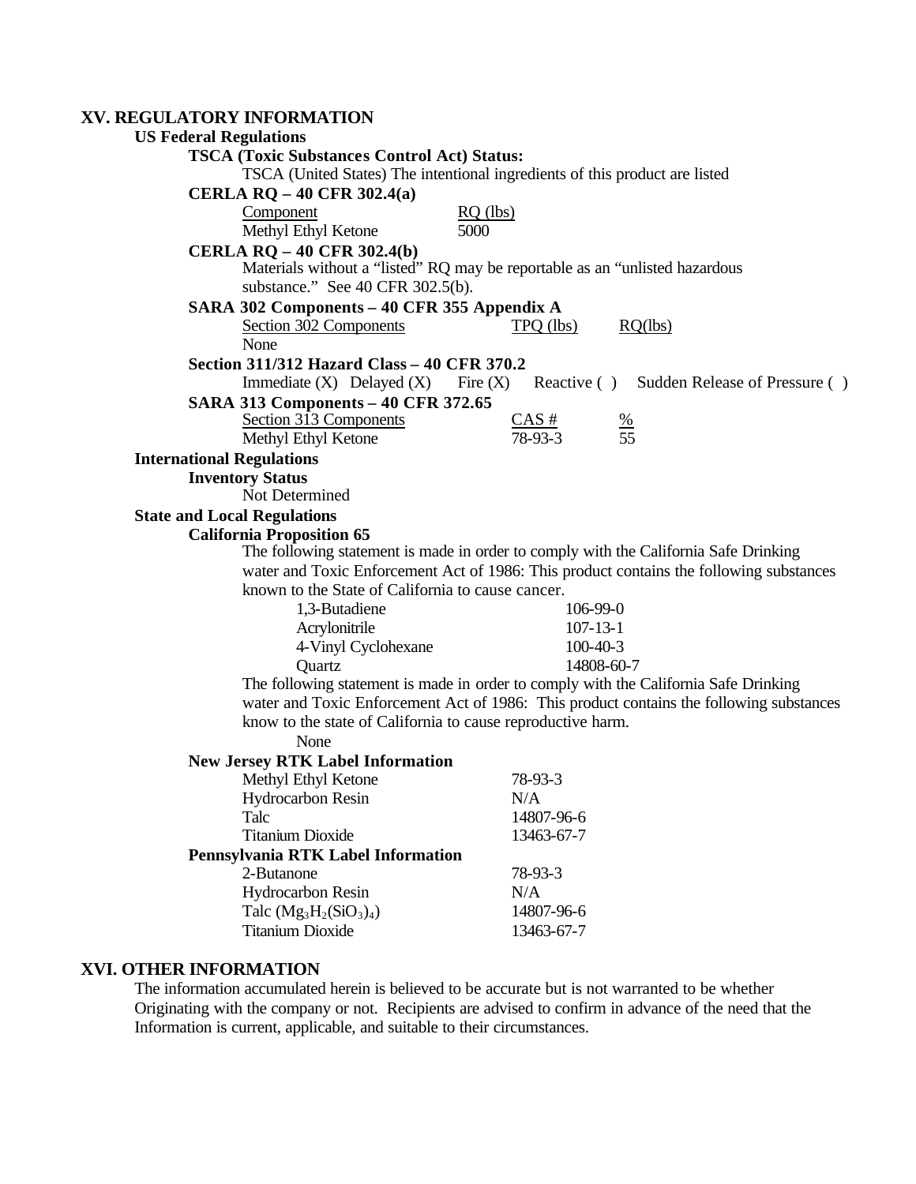## XV. REGULATORY INFORMATION

### US Federal Regulations

**TSCA (Toxic Substances Control Act) Status:**

TSCA (United States) The intentional ingredients of this product are listed

**CERLA RQ – 40 CFR 302.4(a)**

| Component | RQ (lbs) |
|---|---|
| Methyl Ethyl Ketone | 5000 |

**CERLA RQ – 40 CFR 302.4(b)**

Materials without a "listed" RQ may be reportable as an "unlisted hazardous substance." See 40 CFR 302.5(b).

**SARA 302 Components – 40 CFR 355 Appendix A**

| Section 302 Components | TPQ (lbs) | RQ(lbs) |
|---|---|---|
| None | | |

**Section 311/312 Hazard Class – 40 CFR 370.2**

Immediate (X) Delayed (X) Fire (X) Reactive ( ) Sudden Release of Pressure ( )

**SARA 313 Components – 40 CFR 372.65**

| Section 313 Components | CAS # | % |
|---|---|---|
| Methyl Ethyl Ketone | 78-93-3 | 55 |

### International Regulations

**Inventory Status**

Not Determined

### State and Local Regulations

**California Proposition 65**

The following statement is made in order to comply with the California Safe Drinking water and Toxic Enforcement Act of 1986: This product contains the following substances known to the State of California to cause cancer.

| | |
|---|---|
| 1,3-Butadiene | 106-99-0 |
| Acrylonitrile | 107-13-1 |
| 4-Vinyl Cyclohexane | 100-40-3 |
| Quartz | 14808-60-7 |

The following statement is made in order to comply with the California Safe Drinking water and Toxic Enforcement Act of 1986: This product contains the following substances know to the state of California to cause reproductive harm.

None

**New Jersey RTK Label Information**

| | |
|---|---|
| Methyl Ethyl Ketone | 78-93-3 |
| Hydrocarbon Resin | N/A |
| Talc | 14807-96-6 |
| Titanium Dioxide | 13463-67-7 |

**Pennsylvania RTK Label Information**

| | |
|---|---|
| 2-Butanone | 78-93-3 |
| Hydrocarbon Resin | N/A |
| Talc ($Mg_3H_2(SiO_3)_4$) | 14807-96-6 |
| Titanium Dioxide | 13463-67-7 |

## XVI. OTHER INFORMATION

The information accumulated herein is believed to be accurate but is not warranted to be whether Originating with the company or not. Recipients are advised to confirm in advance of the need that the Information is current, applicable, and suitable to their circumstances.